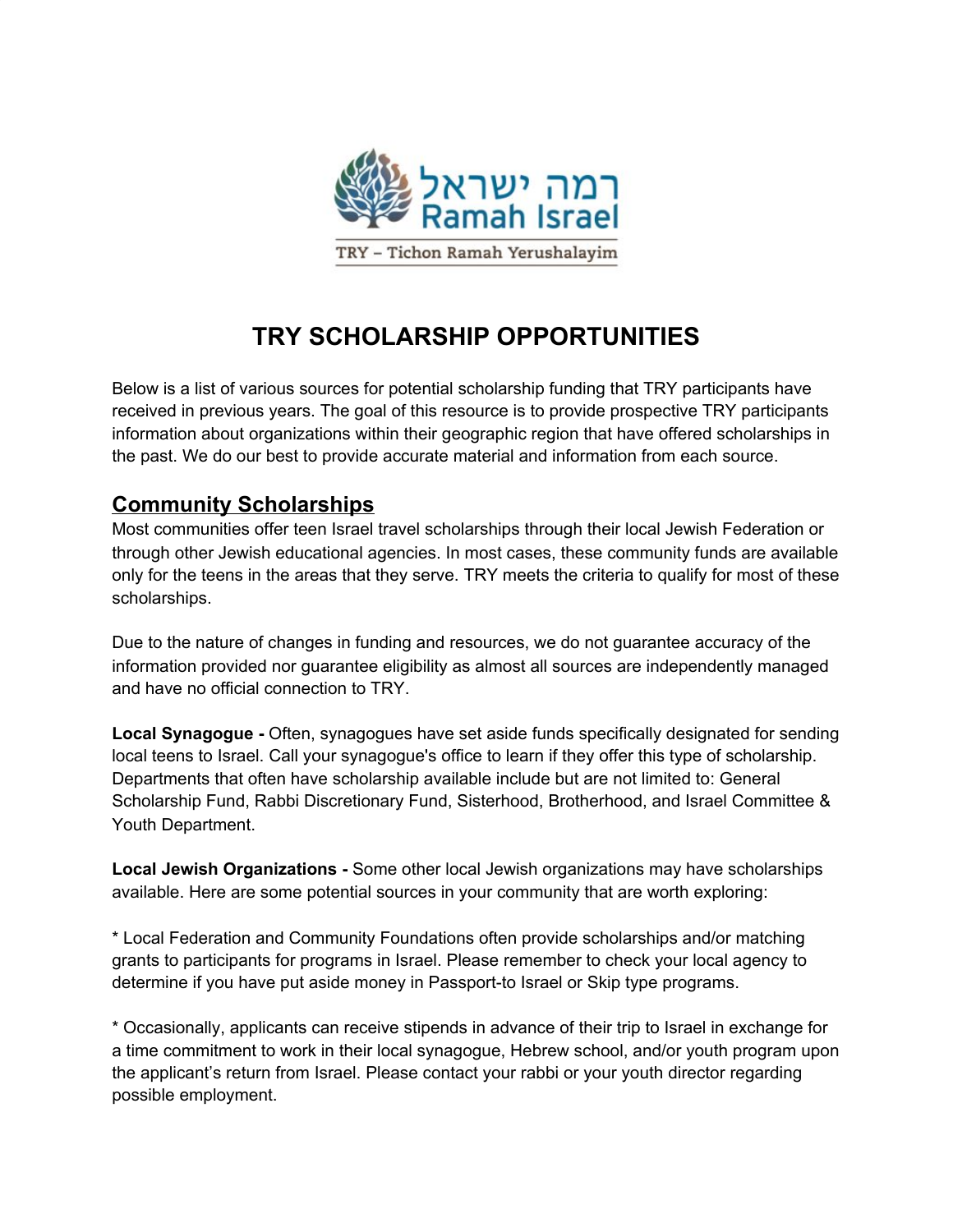רמה ישראל
Ramah Israel

TRY – Tichon Ramah Yerushalayim

# TRY SCHOLARSHIP OPPORTUNITIES

Below is a list of various sources for potential scholarship funding that TRY participants have received in previous years. The goal of this resource is to provide prospective TRY participants information about organizations within their geographic region that have offered scholarships in the past. We do our best to provide accurate material and information from each source.

## Community Scholarships

Most communities offer teen Israel travel scholarships through their local Jewish Federation or through other Jewish educational agencies. In most cases, these community funds are available only for the teens in the areas that they serve. TRY meets the criteria to qualify for most of these scholarships.

Due to the nature of changes in funding and resources, we do not guarantee accuracy of the information provided nor guarantee eligibility as almost all sources are independently managed and have no official connection to TRY.

**Local Synagogue -** Often, synagogues have set aside funds specifically designated for sending local teens to Israel. Call your synagogue's office to learn if they offer this type of scholarship. Departments that often have scholarship available include but are not limited to: General Scholarship Fund, Rabbi Discretionary Fund, Sisterhood, Brotherhood, and Israel Committee & Youth Department.

**Local Jewish Organizations -** Some other local Jewish organizations may have scholarships available. Here are some potential sources in your community that are worth exploring:

* Local Federation and Community Foundations often provide scholarships and/or matching grants to participants for programs in Israel. Please remember to check your local agency to determine if you have put aside money in Passport-to Israel or Skip type programs.

* Occasionally, applicants can receive stipends in advance of their trip to Israel in exchange for a time commitment to work in their local synagogue, Hebrew school, and/or youth program upon the applicant's return from Israel. Please contact your rabbi or your youth director regarding possible employment.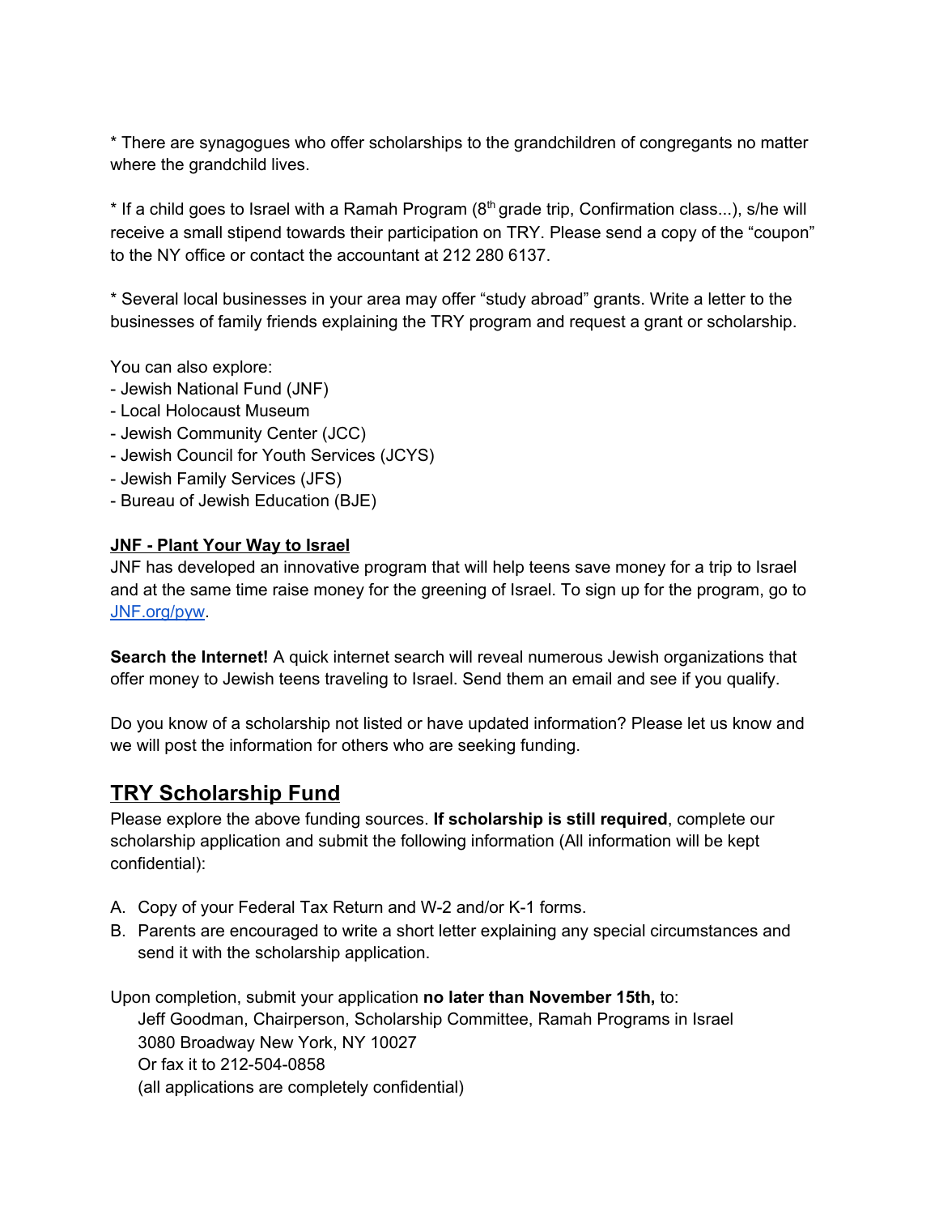* There are synagogues who offer scholarships to the grandchildren of congregants no matter where the grandchild lives.

* If a child goes to Israel with a Ramah Program (8th grade trip, Confirmation class...), s/he will receive a small stipend towards their participation on TRY. Please send a copy of the "coupon" to the NY office or contact the accountant at 212 280 6137.

* Several local businesses in your area may offer "study abroad" grants. Write a letter to the businesses of family friends explaining the TRY program and request a grant or scholarship.

You can also explore:
- Jewish National Fund (JNF)
- Local Holocaust Museum
- Jewish Community Center (JCC)
- Jewish Council for Youth Services (JCYS)
- Jewish Family Services (JFS)
- Bureau of Jewish Education (BJE)

**JNF - Plant Your Way to Israel**

JNF has developed an innovative program that will help teens save money for a trip to Israel and at the same time raise money for the greening of Israel. To sign up for the program, go to [JNF.org/pyw](JNF.org/pyw).

**Search the Internet!** A quick internet search will reveal numerous Jewish organizations that offer money to Jewish teens traveling to Israel. Send them an email and see if you qualify.

Do you know of a scholarship not listed or have updated information? Please let us know and we will post the information for others who are seeking funding.

## TRY Scholarship Fund

Please explore the above funding sources. **If scholarship is still required**, complete our scholarship application and submit the following information (All information will be kept confidential):

A. Copy of your Federal Tax Return and W-2 and/or K-1 forms.
B. Parents are encouraged to write a short letter explaining any special circumstances and send it with the scholarship application.

Upon completion, submit your application **no later than November 15th,** to:

Jeff Goodman, Chairperson, Scholarship Committee, Ramah Programs in Israel
3080 Broadway New York, NY 10027
Or fax it to 212-504-0858
(all applications are completely confidential)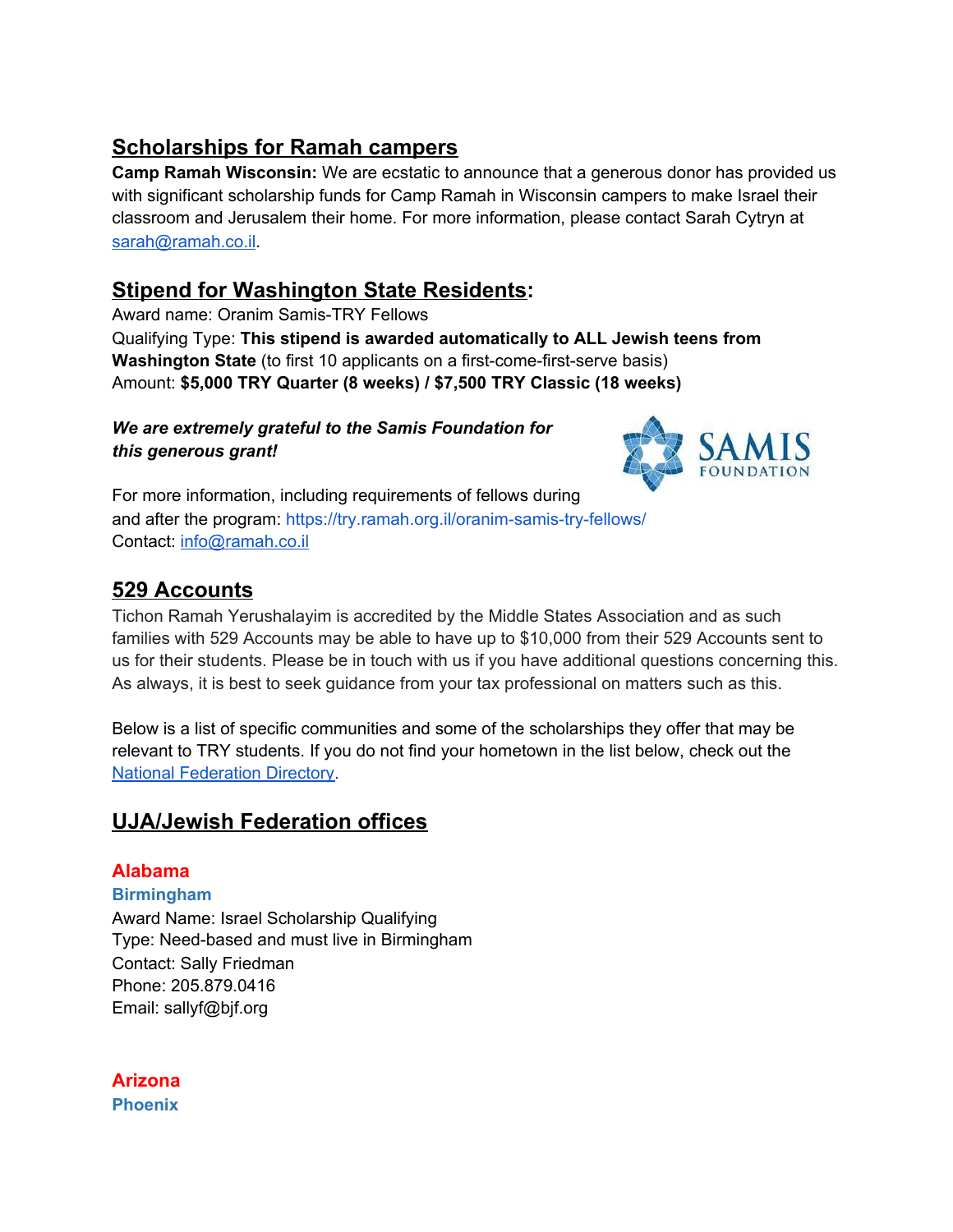## Scholarships for Ramah campers

**Camp Ramah Wisconsin:** We are ecstatic to announce that a generous donor has provided us with significant scholarship funds for Camp Ramah in Wisconsin campers to make Israel their classroom and Jerusalem their home. For more information, please contact Sarah Cytryn at sarah@ramah.co.il.

## Stipend for Washington State Residents:

Award name: Oranim Samis-TRY Fellows
Qualifying Type: **This stipend is awarded automatically to ALL Jewish teens from Washington State** (to first 10 applicants on a first-come-first-serve basis)
Amount: **$5,000 TRY Quarter (8 weeks) / $7,500 TRY Classic (18 weeks)**

***We are extremely grateful to the Samis Foundation for this generous grant!***

For more information, including requirements of fellows during and after the program: https://try.ramah.org.il/oranim-samis-try-fellows/
Contact: info@ramah.co.il

## 529 Accounts

Tichon Ramah Yerushalayim is accredited by the Middle States Association and as such families with 529 Accounts may be able to have up to $10,000 from their 529 Accounts sent to us for their students. Please be in touch with us if you have additional questions concerning this. As always, it is best to seek guidance from your tax professional on matters such as this.

Below is a list of specific communities and some of the scholarships they offer that may be relevant to TRY students. If you do not find your hometown in the list below, check out the National Federation Directory.

## UJA/Jewish Federation offices

### Alabama

#### Birmingham

Award Name: Israel Scholarship Qualifying
Type: Need-based and must live in Birmingham
Contact: Sally Friedman
Phone: 205.879.0416
Email: sallyf@bjf.org

### Arizona

#### Phoenix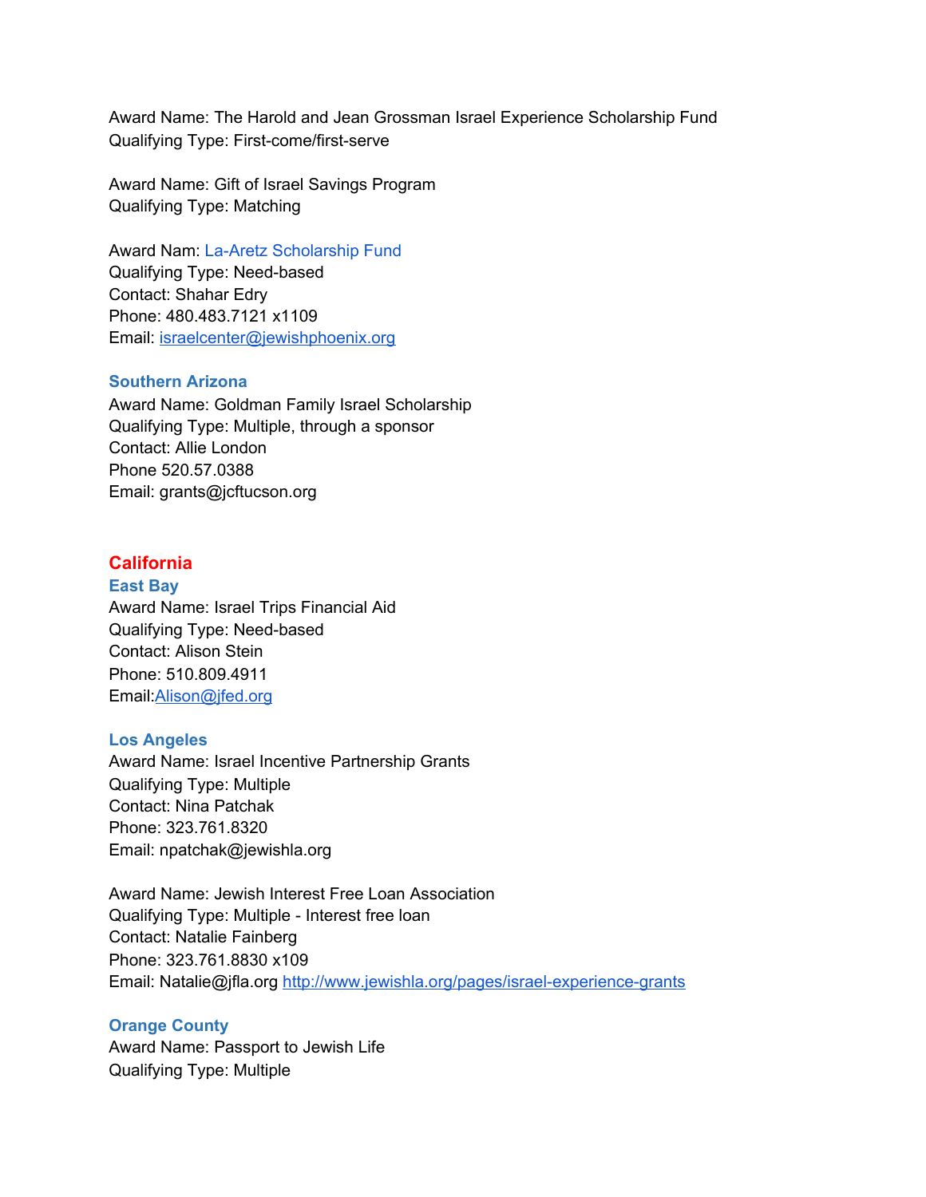Award Name: The Harold and Jean Grossman Israel Experience Scholarship Fund
Qualifying Type: First-come/first-serve

Award Name: Gift of Israel Savings Program
Qualifying Type: Matching

Award Nam: La-Aretz Scholarship Fund
Qualifying Type: Need-based
Contact: Shahar Edry
Phone: 480.483.7121 x1109
Email: israelcenter@jewishphoenix.org

### Southern Arizona

Award Name: Goldman Family Israel Scholarship
Qualifying Type: Multiple, through a sponsor
Contact: Allie London
Phone 520.57.0388
Email: grants@jcftucson.org

## California

### East Bay

Award Name: Israel Trips Financial Aid
Qualifying Type: Need-based
Contact: Alison Stein
Phone: 510.809.4911
Email:Alison@jfed.org

### Los Angeles

Award Name: Israel Incentive Partnership Grants
Qualifying Type: Multiple
Contact: Nina Patchak
Phone: 323.761.8320
Email: npatchak@jewishla.org

Award Name: Jewish Interest Free Loan Association
Qualifying Type: Multiple - Interest free loan
Contact: Natalie Fainberg
Phone: 323.761.8830 x109
Email: Natalie@jfla.org http://www.jewishla.org/pages/israel-experience-grants

### Orange County

Award Name: Passport to Jewish Life
Qualifying Type: Multiple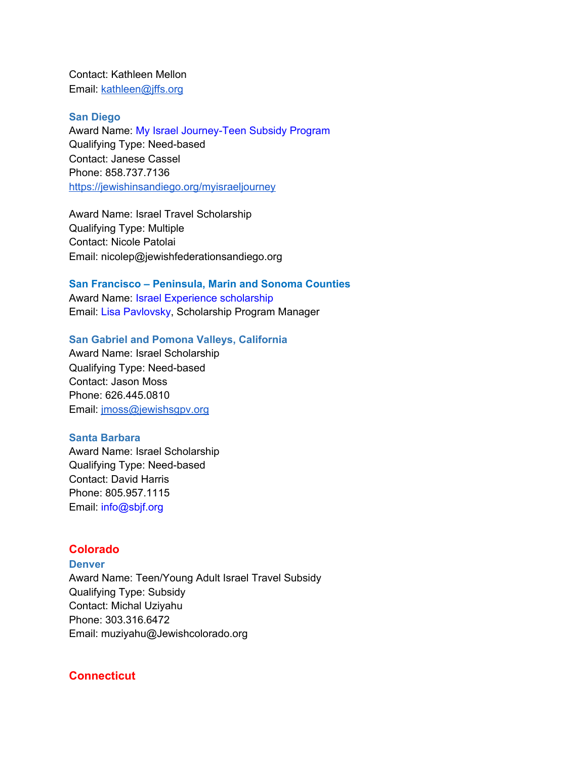Contact: Kathleen Mellon
Email: kathleen@jffs.org

### San Diego

Award Name: My Israel Journey-Teen Subsidy Program
Qualifying Type: Need-based
Contact: Janese Cassel
Phone: 858.737.7136
https://jewishinsandiego.org/myisraeljourney

Award Name: Israel Travel Scholarship
Qualifying Type: Multiple
Contact: Nicole Patolai
Email: nicolep@jewishfederationsandiego.org

### San Francisco – Peninsula, Marin and Sonoma Counties

Award Name: Israel Experience scholarship
Email: Lisa Pavlovsky, Scholarship Program Manager

### San Gabriel and Pomona Valleys, California

Award Name: Israel Scholarship
Qualifying Type: Need-based
Contact: Jason Moss
Phone: 626.445.0810
Email: jmoss@jewishsgpv.org

### Santa Barbara

Award Name: Israel Scholarship
Qualifying Type: Need-based
Contact: David Harris
Phone: 805.957.1115
Email: info@sbjf.org

## Colorado

### Denver

Award Name: Teen/Young Adult Israel Travel Subsidy
Qualifying Type: Subsidy
Contact: Michal Uziyahu
Phone: 303.316.6472
Email: muziyahu@Jewishcolorado.org

## Connecticut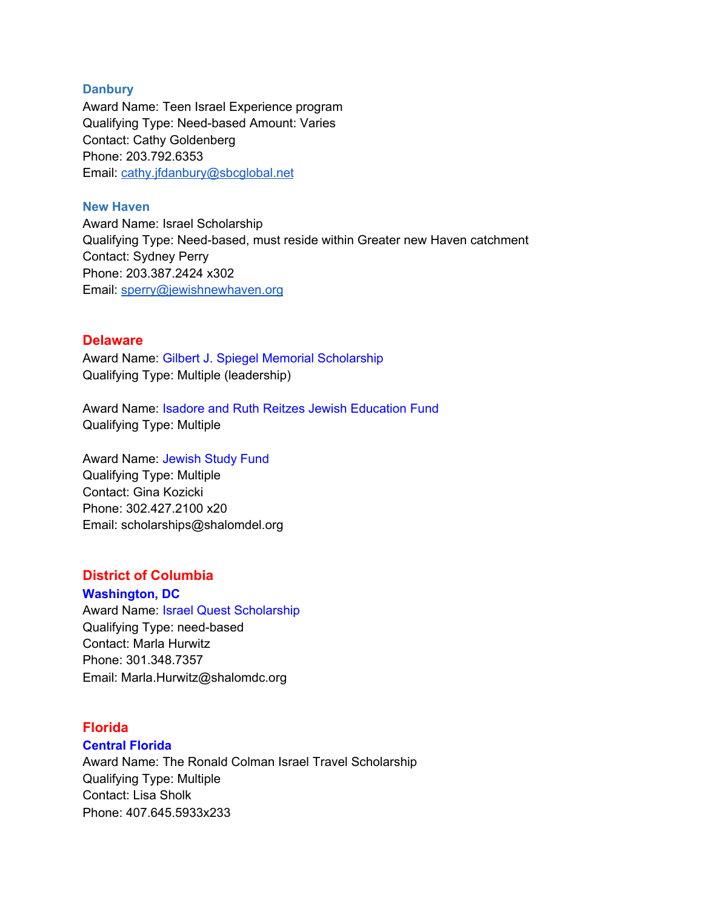### Danbury

Award Name: Teen Israel Experience program
Qualifying Type: Need-based Amount: Varies
Contact: Cathy Goldenberg
Phone: 203.792.6353
Email: cathy.jfdanbury@sbcglobal.net

### New Haven

Award Name: Israel Scholarship
Qualifying Type: Need-based, must reside within Greater new Haven catchment
Contact: Sydney Perry
Phone: 203.387.2424 x302
Email: sperry@jewishnewhaven.org

## Delaware

Award Name: Gilbert J. Spiegel Memorial Scholarship
Qualifying Type: Multiple (leadership)

Award Name: Isadore and Ruth Reitzes Jewish Education Fund
Qualifying Type: Multiple

Award Name: Jewish Study Fund
Qualifying Type: Multiple
Contact: Gina Kozicki
Phone: 302.427.2100 x20
Email: scholarships@shalomdel.org

## District of Columbia

### Washington, DC

Award Name: Israel Quest Scholarship
Qualifying Type: need-based
Contact: Marla Hurwitz
Phone: 301.348.7357
Email: Marla.Hurwitz@shalomdc.org

## Florida

### Central Florida

Award Name: The Ronald Colman Israel Travel Scholarship
Qualifying Type: Multiple
Contact: Lisa Sholk
Phone: 407.645.5933x233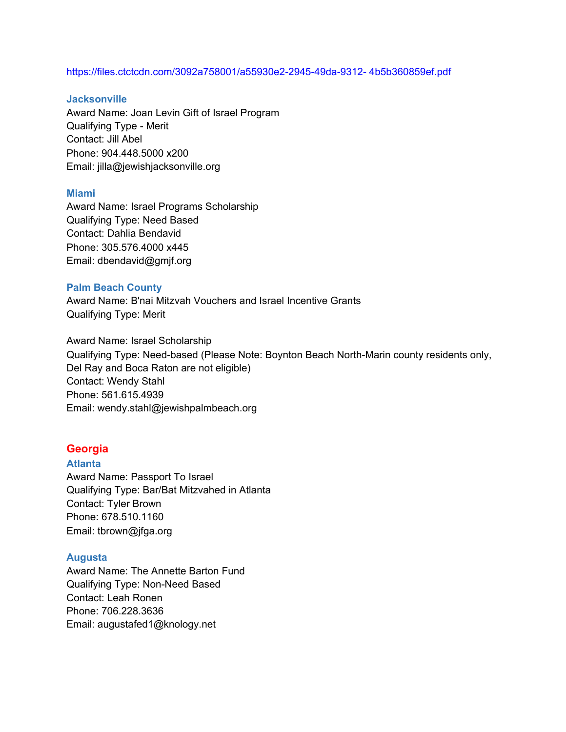https://files.ctctcdn.com/3092a758001/a55930e2-2945-49da-9312- 4b5b360859ef.pdf

### Jacksonville

Award Name: Joan Levin Gift of Israel Program
Qualifying Type - Merit
Contact: Jill Abel
Phone: 904.448.5000 x200
Email: jilla@jewishjacksonville.org

### Miami

Award Name: Israel Programs Scholarship
Qualifying Type: Need Based
Contact: Dahlia Bendavid
Phone: 305.576.4000 x445
Email: dbendavid@gmjf.org

### Palm Beach County

Award Name: B'nai Mitzvah Vouchers and Israel Incentive Grants
Qualifying Type: Merit

Award Name: Israel Scholarship
Qualifying Type: Need-based (Please Note: Boynton Beach North-Marin county residents only, Del Ray and Boca Raton are not eligible)
Contact: Wendy Stahl
Phone: 561.615.4939
Email: wendy.stahl@jewishpalmbeach.org

## Georgia

### Atlanta

Award Name: Passport To Israel
Qualifying Type: Bar/Bat Mitzvahed in Atlanta
Contact: Tyler Brown
Phone: 678.510.1160
Email: tbrown@jfga.org

### Augusta

Award Name: The Annette Barton Fund
Qualifying Type: Non-Need Based
Contact: Leah Ronen
Phone: 706.228.3636
Email: augustafed1@knology.net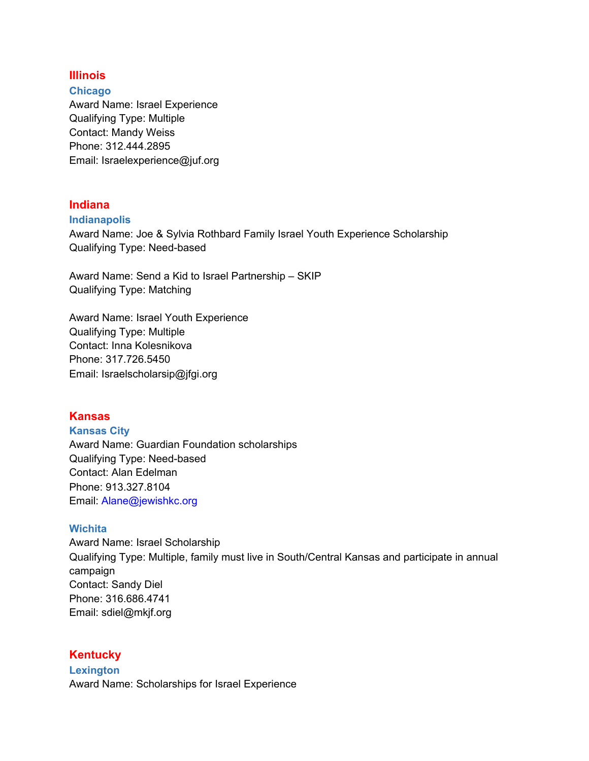## Illinois

### Chicago

Award Name: Israel Experience
Qualifying Type: Multiple
Contact: Mandy Weiss
Phone: 312.444.2895
Email: Israelexperience@juf.org

## Indiana

### Indianapolis

Award Name: Joe & Sylvia Rothbard Family Israel Youth Experience Scholarship
Qualifying Type: Need-based

Award Name: Send a Kid to Israel Partnership – SKIP
Qualifying Type: Matching

Award Name: Israel Youth Experience
Qualifying Type: Multiple
Contact: Inna Kolesnikova
Phone: 317.726.5450
Email: Israelscholarsip@jfgi.org

## Kansas

### Kansas City

Award Name: Guardian Foundation scholarships
Qualifying Type: Need-based
Contact: Alan Edelman
Phone: 913.327.8104
Email: Alane@jewishkc.org

### Wichita

Award Name: Israel Scholarship
Qualifying Type: Multiple, family must live in South/Central Kansas and participate in annual campaign
Contact: Sandy Diel
Phone: 316.686.4741
Email: sdiel@mkjf.org

## Kentucky

### Lexington

Award Name: Scholarships for Israel Experience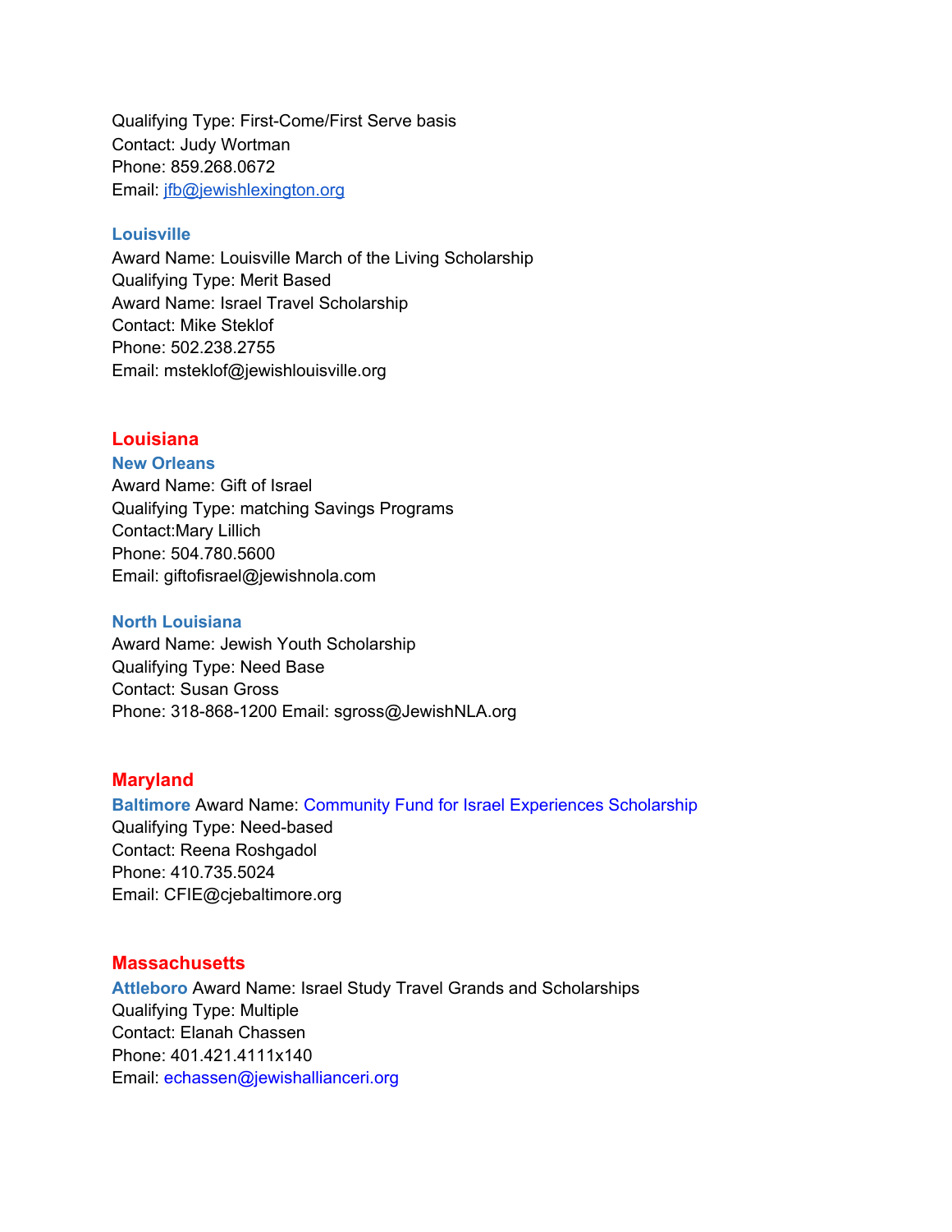Qualifying Type: First-Come/First Serve basis
Contact: Judy Wortman
Phone: 859.268.0672
Email: jfb@jewishlexington.org

### Louisville

Award Name: Louisville March of the Living Scholarship
Qualifying Type: Merit Based
Award Name: Israel Travel Scholarship
Contact: Mike Steklof
Phone: 502.238.2755
Email: msteklof@jewishlouisville.org

## Louisiana

### New Orleans

Award Name: Gift of Israel
Qualifying Type: matching Savings Programs
Contact:Mary Lillich
Phone: 504.780.5600
Email: giftofisrael@jewishnola.com

### North Louisiana

Award Name: Jewish Youth Scholarship
Qualifying Type: Need Base
Contact: Susan Gross
Phone: 318-868-1200 Email: sgross@JewishNLA.org

## Maryland

**Baltimore** Award Name: Community Fund for Israel Experiences Scholarship
Qualifying Type: Need-based
Contact: Reena Roshgadol
Phone: 410.735.5024
Email: CFIE@cjebaltimore.org

## Massachusetts

**Attleboro** Award Name: Israel Study Travel Grands and Scholarships
Qualifying Type: Multiple
Contact: Elanah Chassen
Phone: 401.421.4111x140
Email: echassen@jewishallianceri.org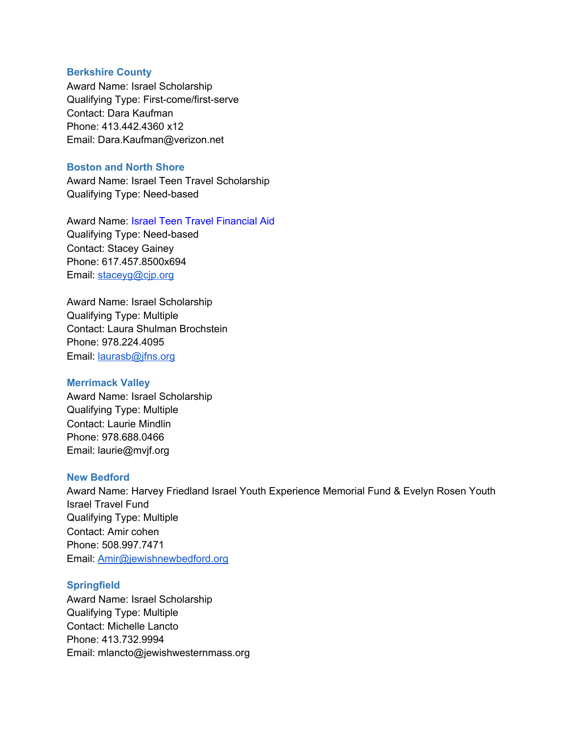### Berkshire County

Award Name: Israel Scholarship
Qualifying Type: First-come/first-serve
Contact: Dara Kaufman
Phone: 413.442.4360 x12
Email: Dara.Kaufman@verizon.net

### Boston and North Shore

Award Name: Israel Teen Travel Scholarship
Qualifying Type: Need-based

Award Name: Israel Teen Travel Financial Aid
Qualifying Type: Need-based
Contact: Stacey Gainey
Phone: 617.457.8500x694
Email: staceyg@cjp.org

Award Name: Israel Scholarship
Qualifying Type: Multiple
Contact: Laura Shulman Brochstein
Phone: 978.224.4095
Email: laurasb@jfns.org

### Merrimack Valley

Award Name: Israel Scholarship
Qualifying Type: Multiple
Contact: Laurie Mindlin
Phone: 978.688.0466
Email: laurie@mvjf.org

### New Bedford

Award Name: Harvey Friedland Israel Youth Experience Memorial Fund & Evelyn Rosen Youth Israel Travel Fund
Qualifying Type: Multiple
Contact: Amir cohen
Phone: 508.997.7471
Email: Amir@jewishnewbedford.org

### Springfield

Award Name: Israel Scholarship
Qualifying Type: Multiple
Contact: Michelle Lancto
Phone: 413.732.9994
Email: mlancto@jewishwesternmass.org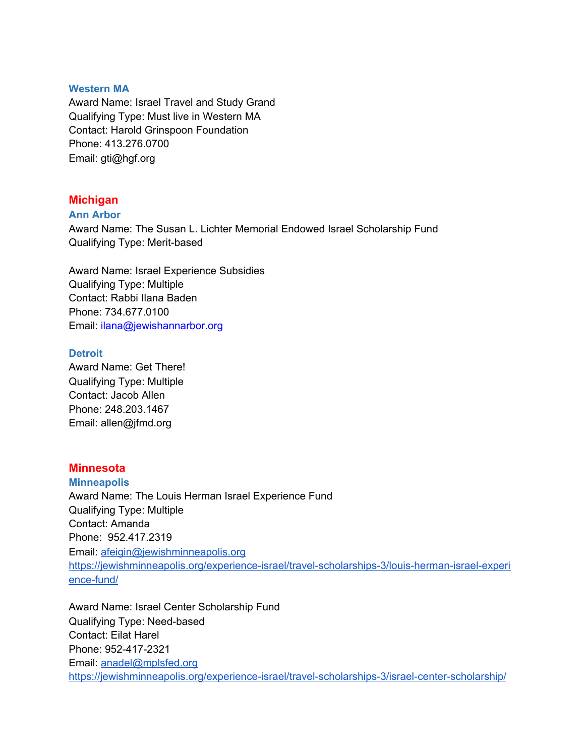### Western MA

Award Name: Israel Travel and Study Grand
Qualifying Type: Must live in Western MA
Contact: Harold Grinspoon Foundation
Phone: 413.276.0700
Email: gti@hgf.org

## Michigan

### Ann Arbor

Award Name: The Susan L. Lichter Memorial Endowed Israel Scholarship Fund
Qualifying Type: Merit-based

Award Name: Israel Experience Subsidies
Qualifying Type: Multiple
Contact: Rabbi Ilana Baden
Phone: 734.677.0100
Email: ilana@jewishannarbor.org

### Detroit

Award Name: Get There!
Qualifying Type: Multiple
Contact: Jacob Allen
Phone: 248.203.1467
Email: allen@jfmd.org

## Minnesota

### Minneapolis

Award Name: The Louis Herman Israel Experience Fund
Qualifying Type: Multiple
Contact: Amanda
Phone: 952.417.2319
Email: afeigin@jewishminneapolis.org
https://jewishminneapolis.org/experience-israel/travel-scholarships-3/louis-herman-israel-experience-fund/

Award Name: Israel Center Scholarship Fund
Qualifying Type: Need-based
Contact: Eilat Harel
Phone: 952-417-2321
Email: anadel@mplsfed.org
https://jewishminneapolis.org/experience-israel/travel-scholarships-3/israel-center-scholarship/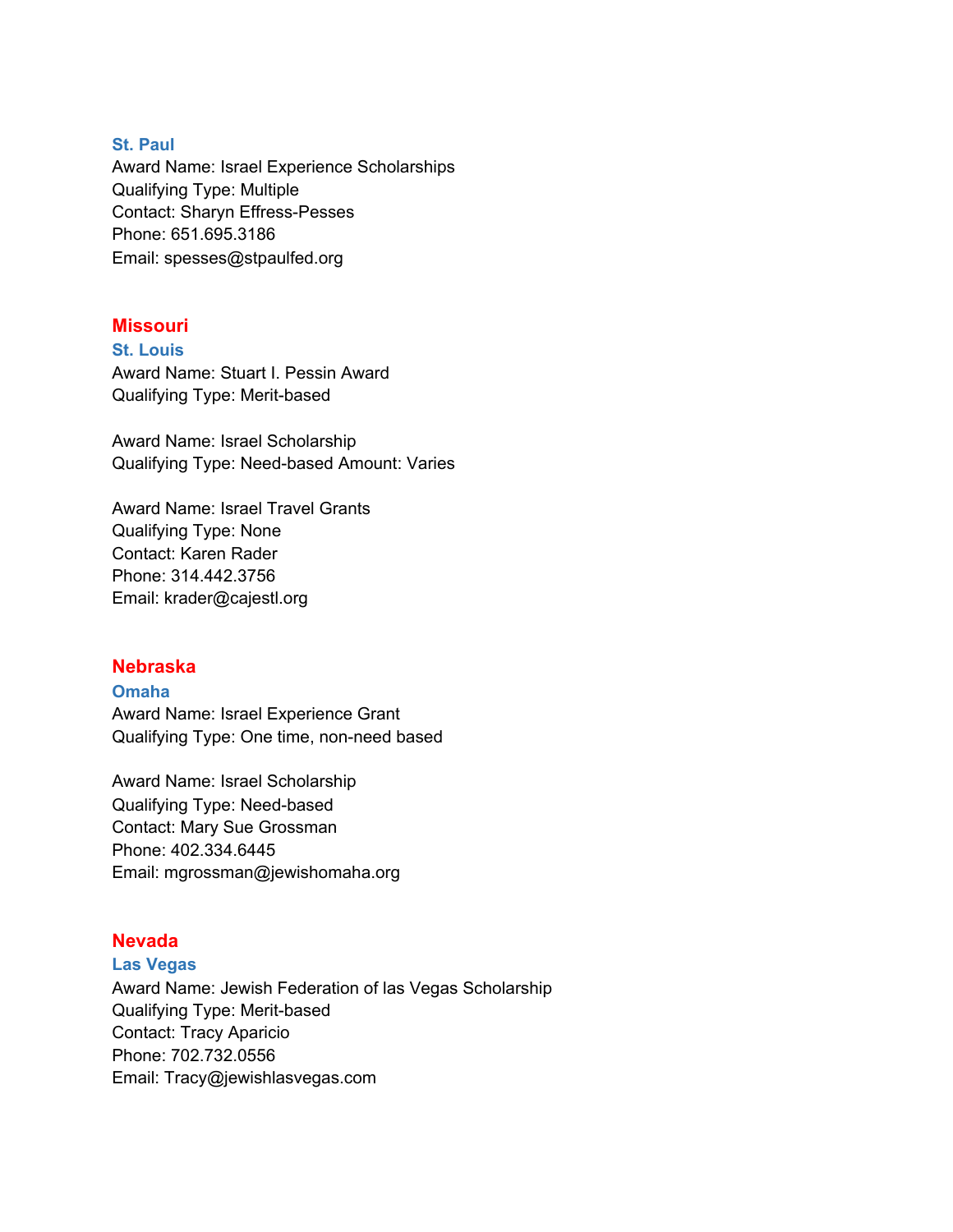### St. Paul

Award Name: Israel Experience Scholarships
Qualifying Type: Multiple
Contact: Sharyn Effress-Pesses
Phone: 651.695.3186
Email: spesses@stpaulfed.org

## Missouri

### St. Louis

Award Name: Stuart I. Pessin Award
Qualifying Type: Merit-based

Award Name: Israel Scholarship
Qualifying Type: Need-based Amount: Varies

Award Name: Israel Travel Grants
Qualifying Type: None
Contact: Karen Rader
Phone: 314.442.3756
Email: krader@cajestl.org

## Nebraska

### Omaha

Award Name: Israel Experience Grant
Qualifying Type: One time, non-need based

Award Name: Israel Scholarship
Qualifying Type: Need-based
Contact: Mary Sue Grossman
Phone: 402.334.6445
Email: mgrossman@jewishomaha.org

## Nevada

### Las Vegas

Award Name: Jewish Federation of las Vegas Scholarship
Qualifying Type: Merit-based
Contact: Tracy Aparicio
Phone: 702.732.0556
Email: Tracy@jewishlasvegas.com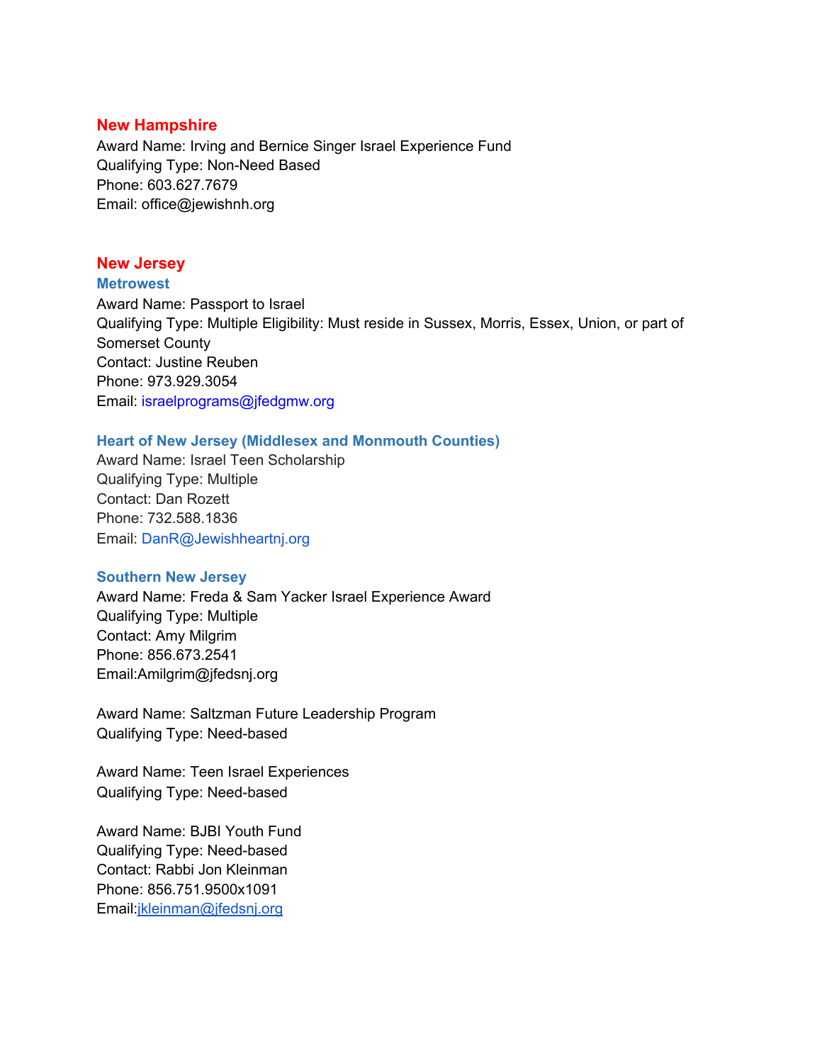## New Hampshire

Award Name: Irving and Bernice Singer Israel Experience Fund
Qualifying Type: Non-Need Based
Phone: 603.627.7679
Email: office@jewishnh.org

## New Jersey

### Metrowest

Award Name: Passport to Israel
Qualifying Type: Multiple Eligibility: Must reside in Sussex, Morris, Essex, Union, or part of Somerset County
Contact: Justine Reuben
Phone: 973.929.3054
Email: israelprograms@jfedgmw.org

### Heart of New Jersey (Middlesex and Monmouth Counties)

Award Name: Israel Teen Scholarship
Qualifying Type: Multiple
Contact: Dan Rozett
Phone: 732.588.1836
Email: DanR@Jewishheartnj.org

### Southern New Jersey

Award Name: Freda & Sam Yacker Israel Experience Award
Qualifying Type: Multiple
Contact: Amy Milgrim
Phone: 856.673.2541
Email:Amilgrim@jfedsnj.org

Award Name: Saltzman Future Leadership Program
Qualifying Type: Need-based

Award Name: Teen Israel Experiences
Qualifying Type: Need-based

Award Name: BJBI Youth Fund
Qualifying Type: Need-based
Contact: Rabbi Jon Kleinman
Phone: 856.751.9500x1091
Email:jkleinman@jfedsnj.org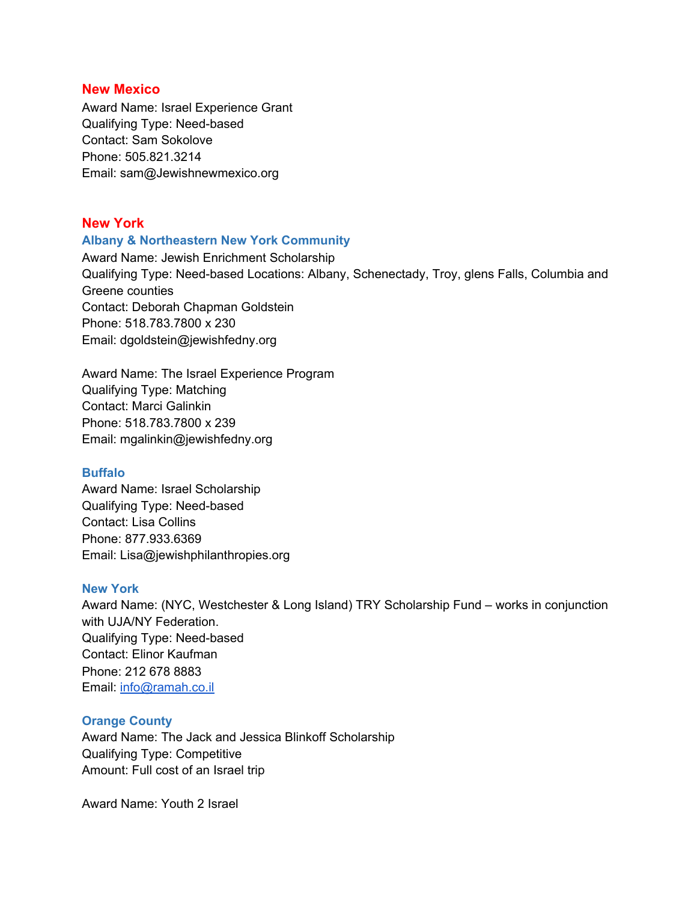## New Mexico

Award Name: Israel Experience Grant
Qualifying Type: Need-based
Contact: Sam Sokolove
Phone: 505.821.3214
Email: sam@Jewishnewmexico.org

## New York

### Albany & Northeastern New York Community

Award Name: Jewish Enrichment Scholarship
Qualifying Type: Need-based Locations: Albany, Schenectady, Troy, glens Falls, Columbia and Greene counties
Contact: Deborah Chapman Goldstein
Phone: 518.783.7800 x 230
Email: dgoldstein@jewishfedny.org

Award Name: The Israel Experience Program
Qualifying Type: Matching
Contact: Marci Galinkin
Phone: 518.783.7800 x 239
Email: mgalinkin@jewishfedny.org

### Buffalo

Award Name: Israel Scholarship
Qualifying Type: Need-based
Contact: Lisa Collins
Phone: 877.933.6369
Email: Lisa@jewishphilanthropies.org

### New York

Award Name: (NYC, Westchester & Long Island) TRY Scholarship Fund – works in conjunction with UJA/NY Federation.
Qualifying Type: Need-based
Contact: Elinor Kaufman
Phone: 212 678 8883
Email: info@ramah.co.il

### Orange County

Award Name: The Jack and Jessica Blinkoff Scholarship
Qualifying Type: Competitive
Amount: Full cost of an Israel trip

Award Name: Youth 2 Israel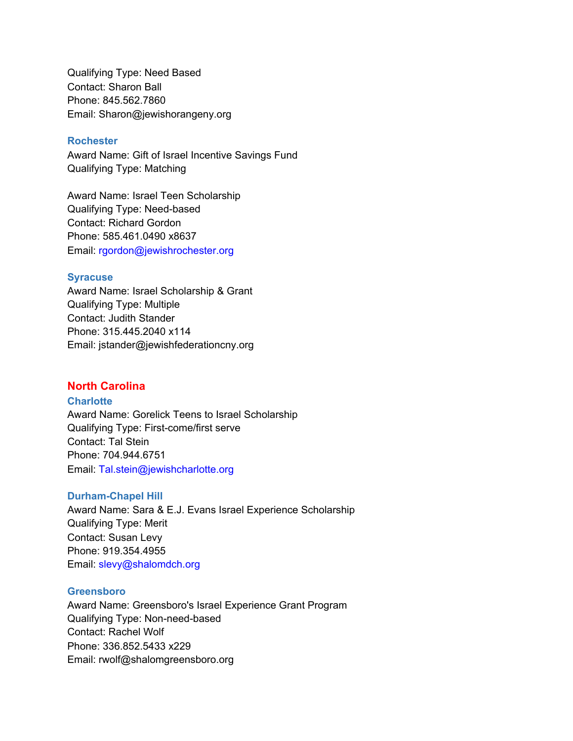Qualifying Type: Need Based
Contact: Sharon Ball
Phone: 845.562.7860
Email: Sharon@jewishorangeny.org

### Rochester

Award Name: Gift of Israel Incentive Savings Fund
Qualifying Type: Matching

Award Name: Israel Teen Scholarship
Qualifying Type: Need-based
Contact: Richard Gordon
Phone: 585.461.0490 x8637
Email: rgordon@jewishrochester.org

### Syracuse

Award Name: Israel Scholarship & Grant
Qualifying Type: Multiple
Contact: Judith Stander
Phone: 315.445.2040 x114
Email: jstander@jewishfederationcny.org

## North Carolina

### Charlotte

Award Name: Gorelick Teens to Israel Scholarship
Qualifying Type: First-come/first serve
Contact: Tal Stein
Phone: 704.944.6751
Email: Tal.stein@jewishcharlotte.org

### Durham-Chapel Hill

Award Name: Sara & E.J. Evans Israel Experience Scholarship
Qualifying Type: Merit
Contact: Susan Levy
Phone: 919.354.4955
Email: slevy@shalomdch.org

### Greensboro

Award Name: Greensboro's Israel Experience Grant Program
Qualifying Type: Non-need-based
Contact: Rachel Wolf
Phone: 336.852.5433 x229
Email: rwolf@shalomgreensboro.org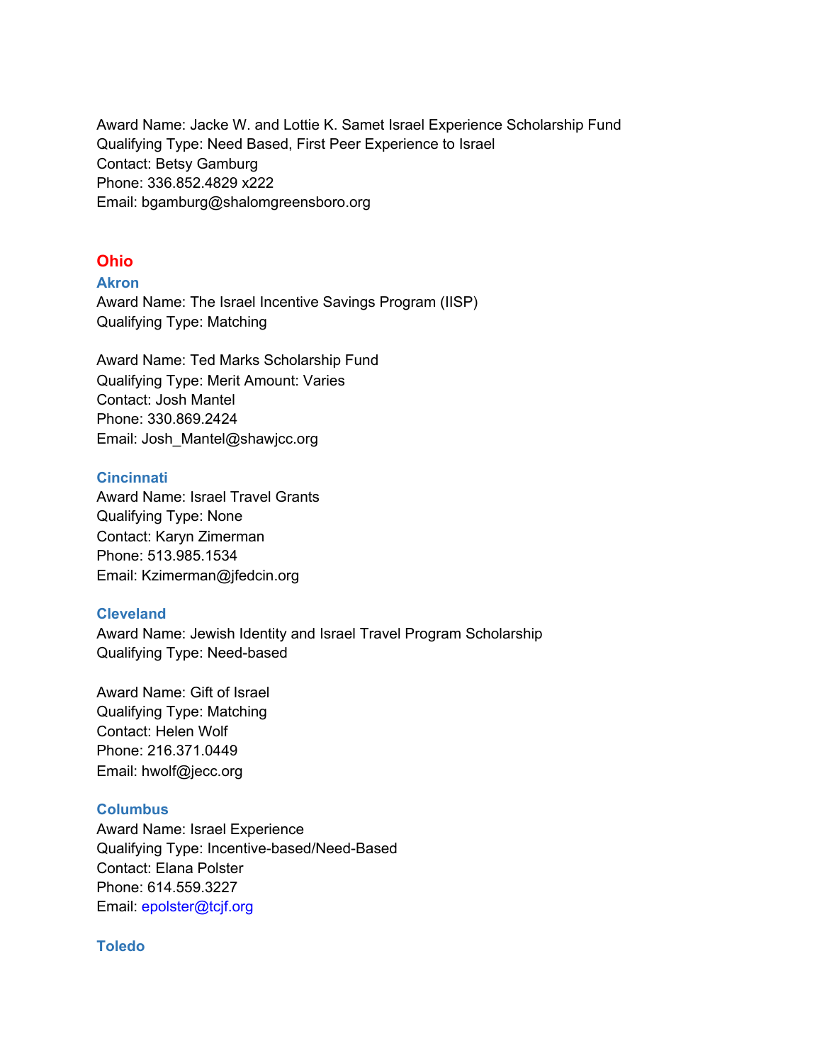Award Name: Jacke W. and Lottie K. Samet Israel Experience Scholarship Fund
Qualifying Type: Need Based, First Peer Experience to Israel
Contact: Betsy Gamburg
Phone: 336.852.4829 x222
Email: bgamburg@shalomgreensboro.org

## Ohio

### Akron

Award Name: The Israel Incentive Savings Program (IISP)
Qualifying Type: Matching

Award Name: Ted Marks Scholarship Fund
Qualifying Type: Merit Amount: Varies
Contact: Josh Mantel
Phone: 330.869.2424
Email: Josh_Mantel@shawjcc.org

### Cincinnati

Award Name: Israel Travel Grants
Qualifying Type: None
Contact: Karyn Zimerman
Phone: 513.985.1534
Email: Kzimerman@jfedcin.org

### Cleveland

Award Name: Jewish Identity and Israel Travel Program Scholarship
Qualifying Type: Need-based

Award Name: Gift of Israel
Qualifying Type: Matching
Contact: Helen Wolf
Phone: 216.371.0449
Email: hwolf@jecc.org

### Columbus

Award Name: Israel Experience
Qualifying Type: Incentive-based/Need-Based
Contact: Elana Polster
Phone: 614.559.3227
Email: epolster@tcjf.org

### Toledo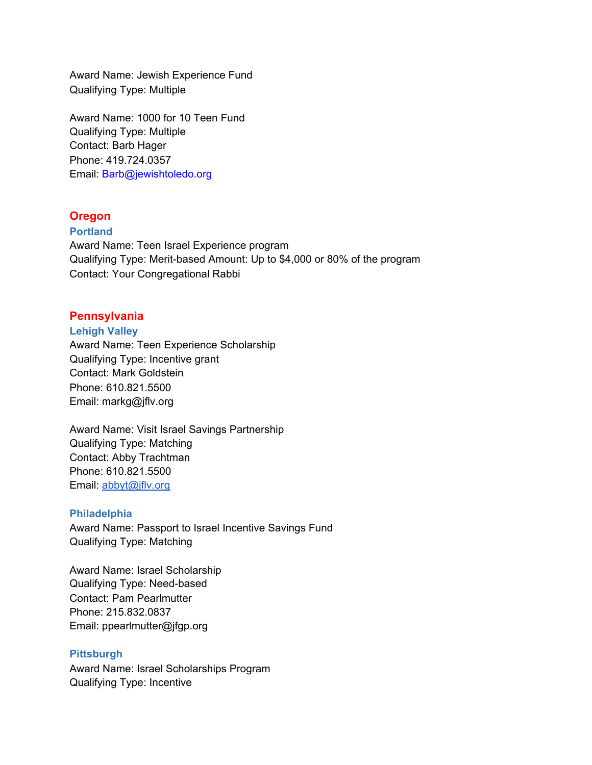Award Name: Jewish Experience Fund
Qualifying Type: Multiple

Award Name: 1000 for 10 Teen Fund
Qualifying Type: Multiple
Contact: Barb Hager
Phone: 419.724.0357
Email: Barb@jewishtoledo.org

## Oregon

### Portland

Award Name: Teen Israel Experience program
Qualifying Type: Merit-based Amount: Up to $4,000 or 80% of the program
Contact: Your Congregational Rabbi

## Pennsylvania

### Lehigh Valley

Award Name: Teen Experience Scholarship
Qualifying Type: Incentive grant
Contact: Mark Goldstein
Phone: 610.821.5500
Email: markg@jflv.org

Award Name: Visit Israel Savings Partnership
Qualifying Type: Matching
Contact: Abby Trachtman
Phone: 610.821.5500
Email: abbyt@jflv.org

### Philadelphia

Award Name: Passport to Israel Incentive Savings Fund
Qualifying Type: Matching

Award Name: Israel Scholarship
Qualifying Type: Need-based
Contact: Pam Pearlmutter
Phone: 215.832.0837
Email: ppearlmutter@jfgp.org

### Pittsburgh

Award Name: Israel Scholarships Program
Qualifying Type: Incentive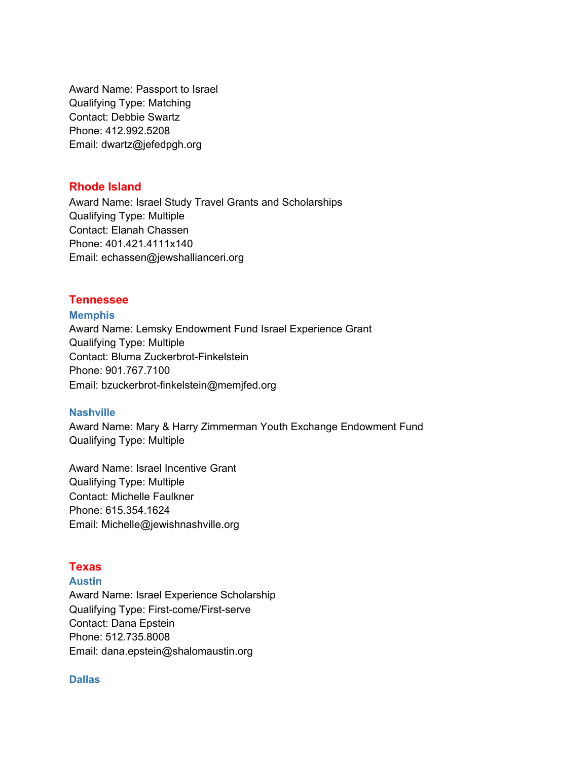Award Name: Passport to Israel
Qualifying Type: Matching
Contact: Debbie Swartz
Phone: 412.992.5208
Email: dwartz@jefedpgh.org

## Rhode Island

Award Name: Israel Study Travel Grants and Scholarships
Qualifying Type: Multiple
Contact: Elanah Chassen
Phone: 401.421.4111x140
Email: echassen@jewshallianceri.org

## Tennessee

### Memphis

Award Name: Lemsky Endowment Fund Israel Experience Grant
Qualifying Type: Multiple
Contact: Bluma Zuckerbrot-Finkelstein
Phone: 901.767.7100
Email: bzuckerbrot-finkelstein@memjfed.org

### Nashville

Award Name: Mary & Harry Zimmerman Youth Exchange Endowment Fund
Qualifying Type: Multiple

Award Name: Israel Incentive Grant
Qualifying Type: Multiple
Contact: Michelle Faulkner
Phone: 615.354.1624
Email: Michelle@jewishnashville.org

## Texas

### Austin

Award Name: Israel Experience Scholarship
Qualifying Type: First-come/First-serve
Contact: Dana Epstein
Phone: 512.735.8008
Email: dana.epstein@shalomaustin.org

### Dallas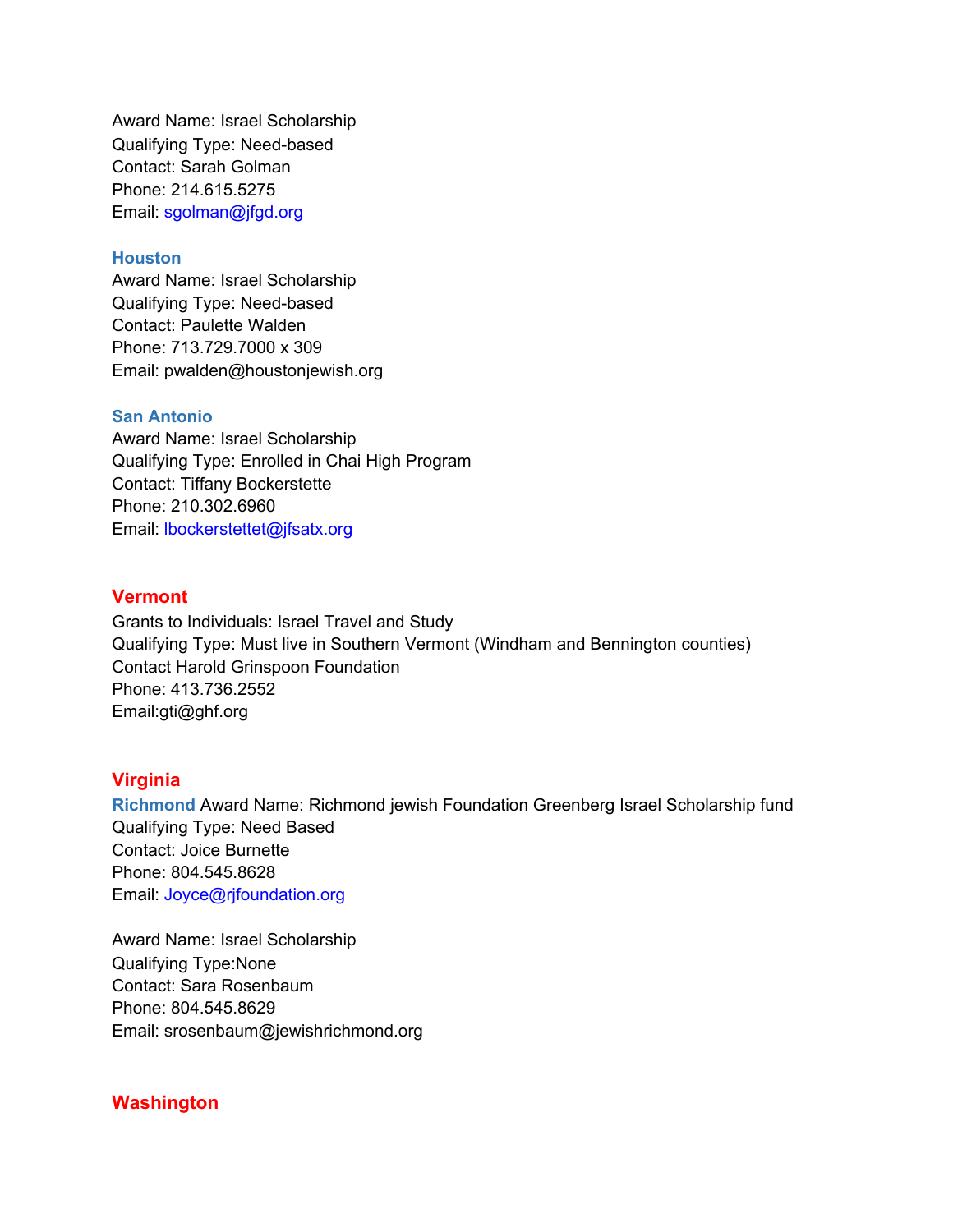Award Name: Israel Scholarship
Qualifying Type: Need-based
Contact: Sarah Golman
Phone: 214.615.5275
Email: sgolman@jfgd.org

### Houston

Award Name: Israel Scholarship
Qualifying Type: Need-based
Contact: Paulette Walden
Phone: 713.729.7000 x 309
Email: pwalden@houstonjewish.org

### San Antonio

Award Name: Israel Scholarship
Qualifying Type: Enrolled in Chai High Program
Contact: Tiffany Bockerstette
Phone: 210.302.6960
Email: lbockerstettet@jfsatx.org

## Vermont

Grants to Individuals: Israel Travel and Study
Qualifying Type: Must live in Southern Vermont (Windham and Bennington counties)
Contact Harold Grinspoon Foundation
Phone: 413.736.2552
Email:gti@ghf.org

## Virginia

**Richmond** Award Name: Richmond jewish Foundation Greenberg Israel Scholarship fund
Qualifying Type: Need Based
Contact: Joice Burnette
Phone: 804.545.8628
Email: Joyce@rjfoundation.org

Award Name: Israel Scholarship
Qualifying Type:None
Contact: Sara Rosenbaum
Phone: 804.545.8629
Email: srosenbaum@jewishrichmond.org

## Washington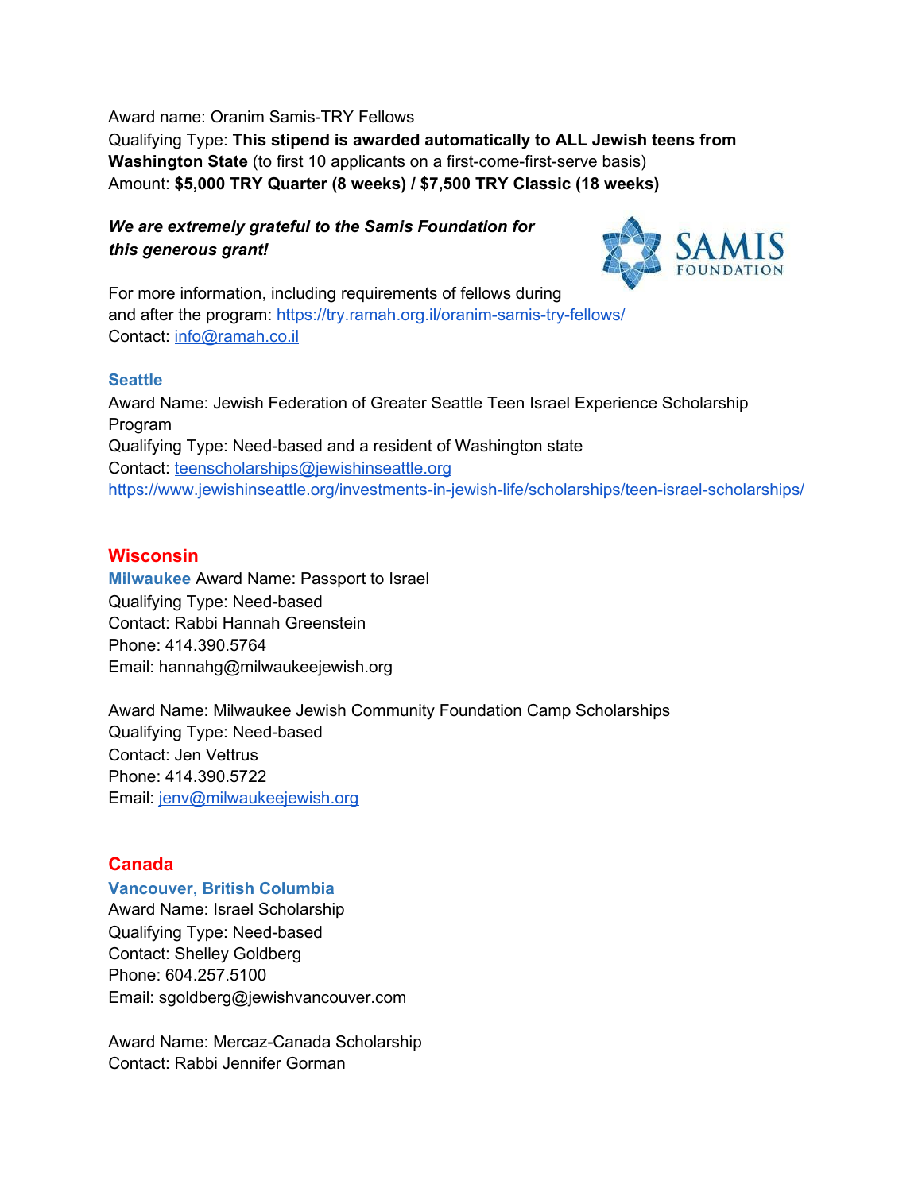Award name: Oranim Samis-TRY Fellows
Qualifying Type: **This stipend is awarded automatically to ALL Jewish teens from Washington State** (to first 10 applicants on a first-come-first-serve basis)
Amount: **$5,000 TRY Quarter (8 weeks) / $7,500 TRY Classic (18 weeks)**

***We are extremely grateful to the Samis Foundation for this generous grant!***

For more information, including requirements of fellows during and after the program: https://try.ramah.org.il/oranim-samis-try-fellows/
Contact: info@ramah.co.il

### Seattle

Award Name: Jewish Federation of Greater Seattle Teen Israel Experience Scholarship Program
Qualifying Type: Need-based and a resident of Washington state
Contact: teenscholarships@jewishinseattle.org
https://www.jewishinseattle.org/investments-in-jewish-life/scholarships/teen-israel-scholarships/

## Wisconsin

**Milwaukee** Award Name: Passport to Israel
Qualifying Type: Need-based
Contact: Rabbi Hannah Greenstein
Phone: 414.390.5764
Email: hannahg@milwaukeejewish.org

Award Name: Milwaukee Jewish Community Foundation Camp Scholarships
Qualifying Type: Need-based
Contact: Jen Vettrus
Phone: 414.390.5722
Email: jenv@milwaukeejewish.org

## Canada

### Vancouver, British Columbia

Award Name: Israel Scholarship
Qualifying Type: Need-based
Contact: Shelley Goldberg
Phone: 604.257.5100
Email: sgoldberg@jewishvancouver.com

Award Name: Mercaz-Canada Scholarship
Contact: Rabbi Jennifer Gorman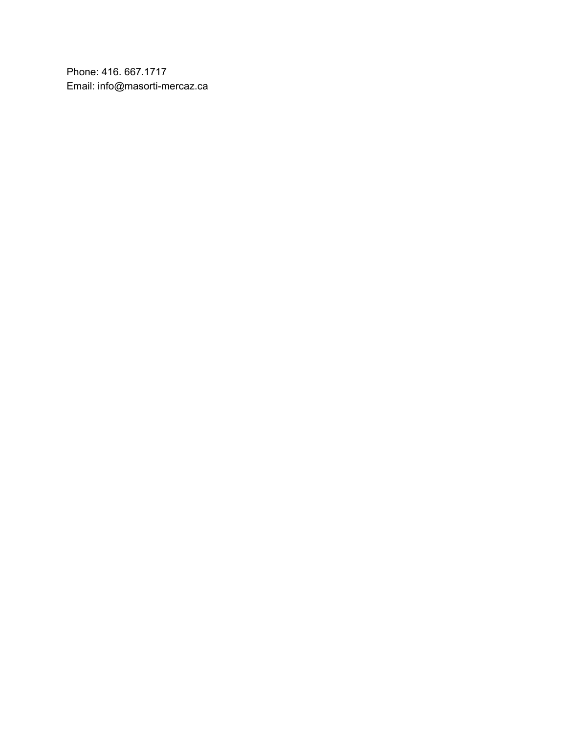Phone: 416. 667.1717
Email: info@masorti-mercaz.ca